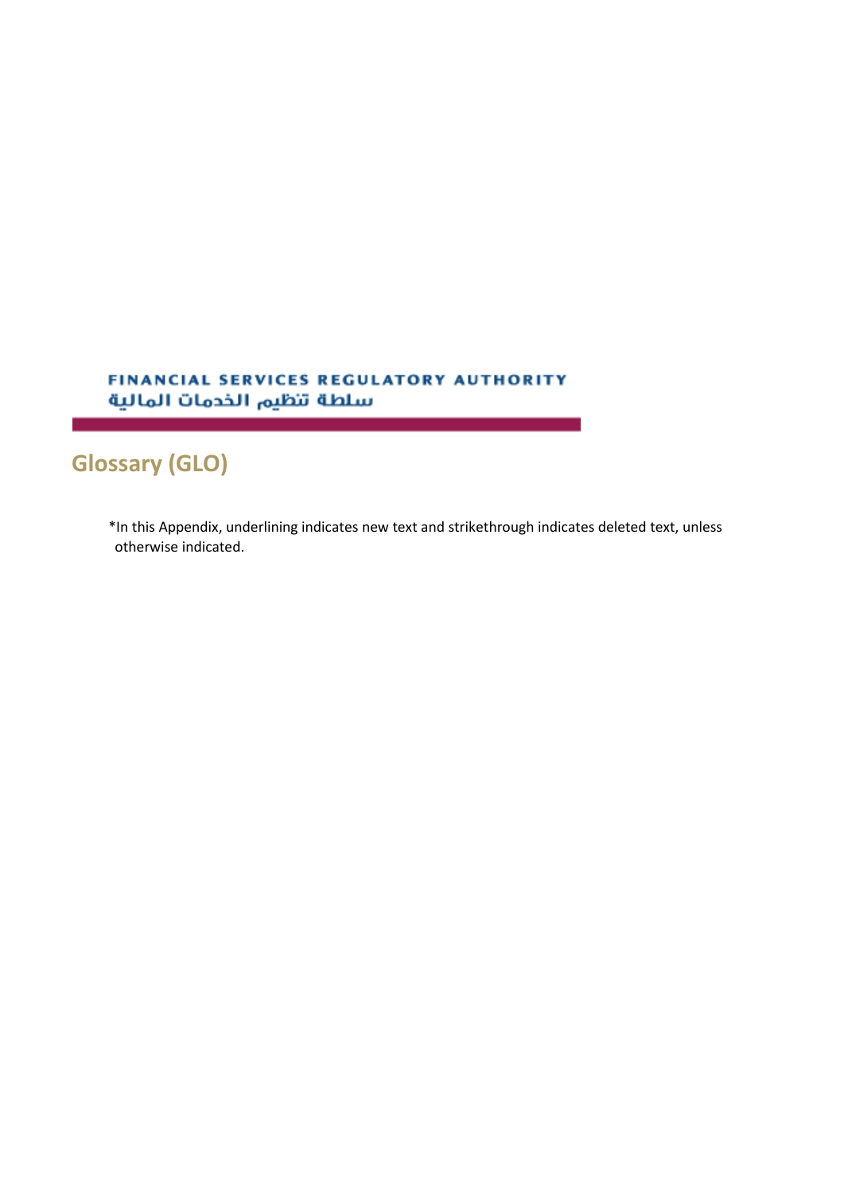FINANCIAL SERVICES REGULATORY AUTHORITY

سلطة تنظيم الخدمات المالية

# Glossary (GLO)

*In this Appendix, underlining indicates new text and strikethrough indicates deleted text, unless otherwise indicated.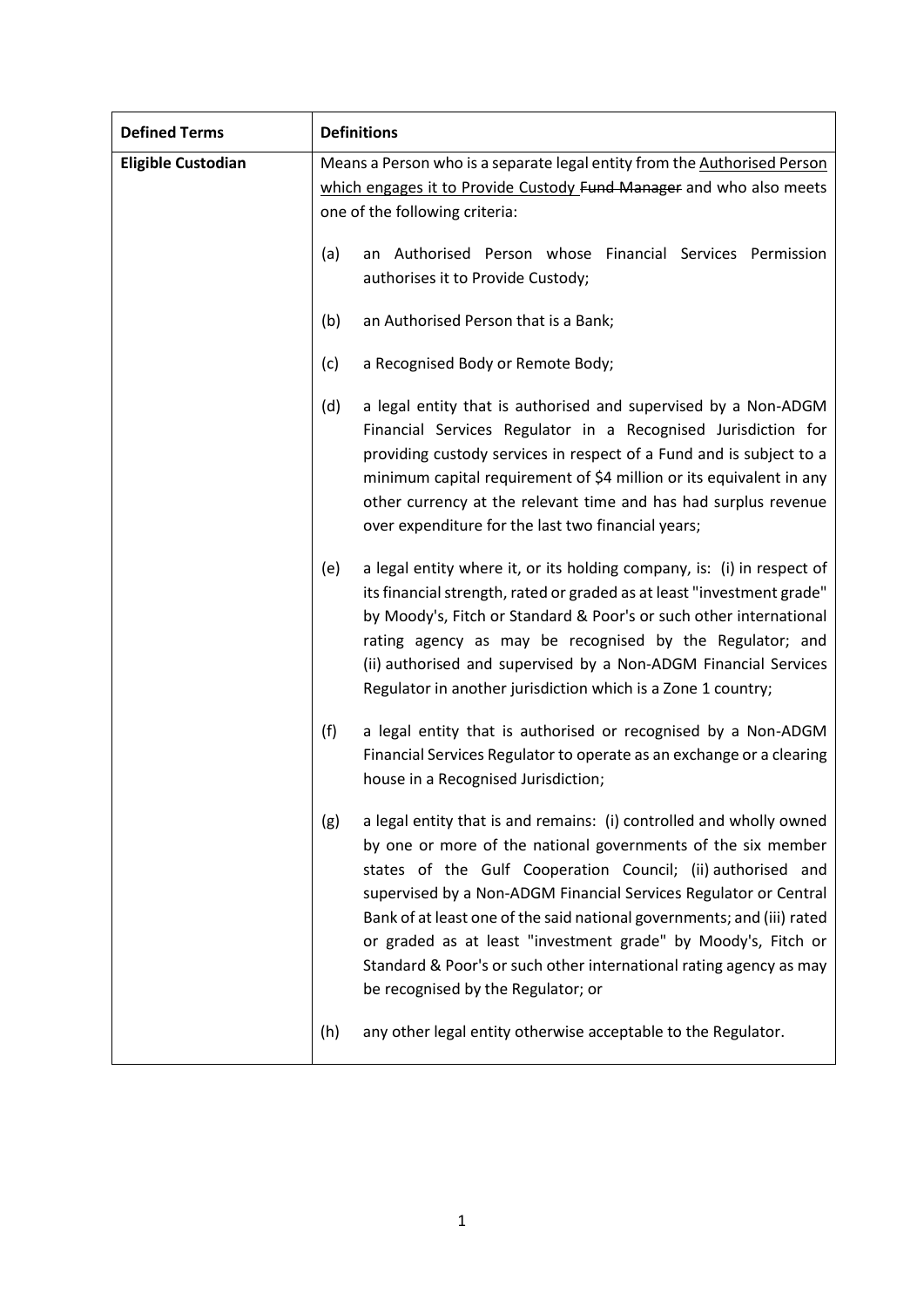| Defined Terms | Definitions |
|---|---|
| **Eligible Custodian** | Means a Person who is a separate legal entity from the <u>Authorised Person which engages it to Provide Custody</u> ~~Fund Manager~~ and who also meets one of the following criteria:<br><br>(a) an Authorised Person whose Financial Services Permission authorises it to Provide Custody;<br><br>(b) an Authorised Person that is a Bank;<br><br>(c) a Recognised Body or Remote Body;<br><br>(d) a legal entity that is authorised and supervised by a Non-ADGM Financial Services Regulator in a Recognised Jurisdiction for providing custody services in respect of a Fund and is subject to a minimum capital requirement of $4 million or its equivalent in any other currency at the relevant time and has had surplus revenue over expenditure for the last two financial years;<br><br>(e) a legal entity where it, or its holding company, is: (i) in respect of its financial strength, rated or graded as at least "investment grade" by Moody's, Fitch or Standard & Poor's or such other international rating agency as may be recognised by the Regulator; and (ii) authorised and supervised by a Non-ADGM Financial Services Regulator in another jurisdiction which is a Zone 1 country;<br><br>(f) a legal entity that is authorised or recognised by a Non-ADGM Financial Services Regulator to operate as an exchange or a clearing house in a Recognised Jurisdiction;<br><br>(g) a legal entity that is and remains: (i) controlled and wholly owned by one or more of the national governments of the six member states of the Gulf Cooperation Council; (ii) authorised and supervised by a Non-ADGM Financial Services Regulator or Central Bank of at least one of the said national governments; and (iii) rated or graded as at least "investment grade" by Moody's, Fitch or Standard & Poor's or such other international rating agency as may be recognised by the Regulator; or<br><br>(h) any other legal entity otherwise acceptable to the Regulator. |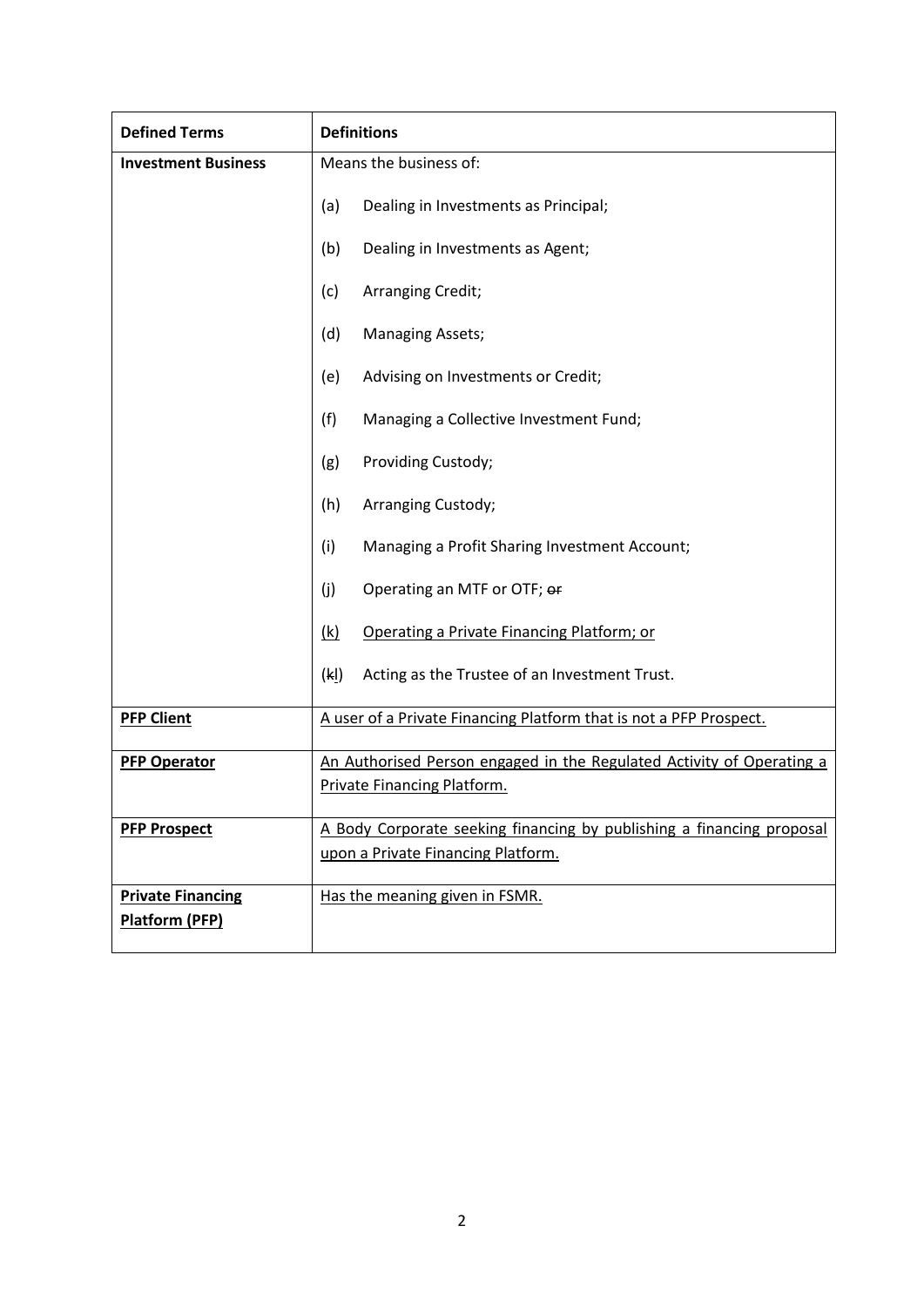| Defined Terms | Definitions |
|---|---|
| **Investment Business** | Means the business of:<br><br>(a) Dealing in Investments as Principal;<br><br>(b) Dealing in Investments as Agent;<br><br>(c) Arranging Credit;<br><br>(d) Managing Assets;<br><br>(e) Advising on Investments or Credit;<br><br>(f) Managing a Collective Investment Fund;<br><br>(g) Providing Custody;<br><br>(h) Arranging Custody;<br><br>(i) Managing a Profit Sharing Investment Account;<br><br>(j) Operating an MTF or OTF; ~~or~~<br><br><u>(k) Operating a Private Financing Platform; or</u><br><br>(~~k~~<u>l</u>) Acting as the Trustee of an Investment Trust. |
| <u>**PFP Client**</u> | <u>A user of a Private Financing Platform that is not a PFP Prospect.</u> |
| <u>**PFP Operator**</u> | <u>An Authorised Person engaged in the Regulated Activity of Operating a Private Financing Platform.</u> |
| <u>**PFP Prospect**</u> | <u>A Body Corporate seeking financing by publishing a financing proposal upon a Private Financing Platform.</u> |
| <u>**Private Financing Platform (PFP)**</u> | <u>Has the meaning given in FSMR.</u> |